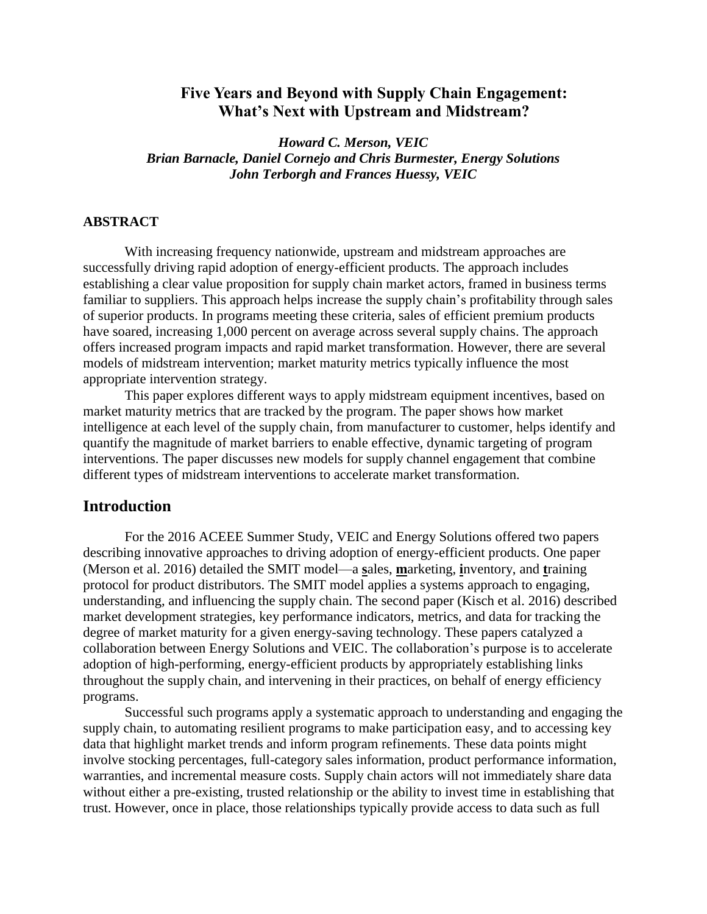# Five Years and Beyond with Supply Chain Engagement: What's Next with Upstream and Midstream?

*Howard C. Merson, VEIC*
*Brian Barnacle, Daniel Cornejo and Chris Burmester, Energy Solutions*
*John Terborgh and Frances Huessy, VEIC*

## ABSTRACT

With increasing frequency nationwide, upstream and midstream approaches are successfully driving rapid adoption of energy-efficient products. The approach includes establishing a clear value proposition for supply chain market actors, framed in business terms familiar to suppliers. This approach helps increase the supply chain's profitability through sales of superior products. In programs meeting these criteria, sales of efficient premium products have soared, increasing 1,000 percent on average across several supply chains. The approach offers increased program impacts and rapid market transformation. However, there are several models of midstream intervention; market maturity metrics typically influence the most appropriate intervention strategy.

This paper explores different ways to apply midstream equipment incentives, based on market maturity metrics that are tracked by the program. The paper shows how market intelligence at each level of the supply chain, from manufacturer to customer, helps identify and quantify the magnitude of market barriers to enable effective, dynamic targeting of program interventions. The paper discusses new models for supply channel engagement that combine different types of midstream interventions to accelerate market transformation.

## Introduction

For the 2016 ACEEE Summer Study, VEIC and Energy Solutions offered two papers describing innovative approaches to driving adoption of energy-efficient products. One paper (Merson et al. 2016) detailed the SMIT model—a **<u>s</u>**ales, **<u>m</u>**arketing, **<u>i</u>**nventory, and **<u>t</u>**raining protocol for product distributors. The SMIT model applies a systems approach to engaging, understanding, and influencing the supply chain. The second paper (Kisch et al. 2016) described market development strategies, key performance indicators, metrics, and data for tracking the degree of market maturity for a given energy-saving technology. These papers catalyzed a collaboration between Energy Solutions and VEIC. The collaboration's purpose is to accelerate adoption of high-performing, energy-efficient products by appropriately establishing links throughout the supply chain, and intervening in their practices, on behalf of energy efficiency programs.

Successful such programs apply a systematic approach to understanding and engaging the supply chain, to automating resilient programs to make participation easy, and to accessing key data that highlight market trends and inform program refinements. These data points might involve stocking percentages, full-category sales information, product performance information, warranties, and incremental measure costs. Supply chain actors will not immediately share data without either a pre-existing, trusted relationship or the ability to invest time in establishing that trust. However, once in place, those relationships typically provide access to data such as full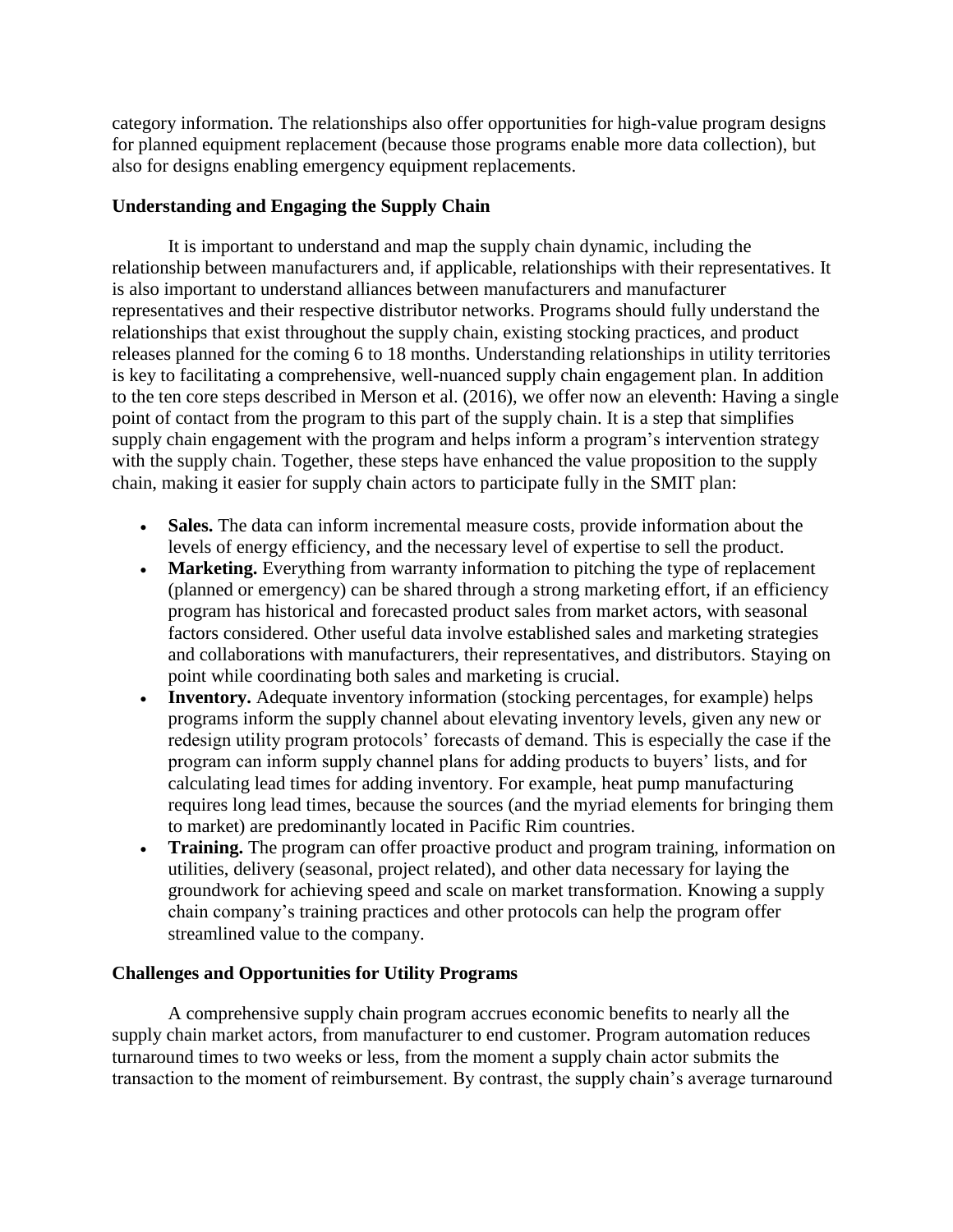category information. The relationships also offer opportunities for high-value program designs for planned equipment replacement (because those programs enable more data collection), but also for designs enabling emergency equipment replacements.

### Understanding and Engaging the Supply Chain

It is important to understand and map the supply chain dynamic, including the relationship between manufacturers and, if applicable, relationships with their representatives. It is also important to understand alliances between manufacturers and manufacturer representatives and their respective distributor networks. Programs should fully understand the relationships that exist throughout the supply chain, existing stocking practices, and product releases planned for the coming 6 to 18 months. Understanding relationships in utility territories is key to facilitating a comprehensive, well-nuanced supply chain engagement plan. In addition to the ten core steps described in Merson et al. (2016), we offer now an eleventh: Having a single point of contact from the program to this part of the supply chain. It is a step that simplifies supply chain engagement with the program and helps inform a program's intervention strategy with the supply chain. Together, these steps have enhanced the value proposition to the supply chain, making it easier for supply chain actors to participate fully in the SMIT plan:

- **Sales.** The data can inform incremental measure costs, provide information about the levels of energy efficiency, and the necessary level of expertise to sell the product.
- **Marketing.** Everything from warranty information to pitching the type of replacement (planned or emergency) can be shared through a strong marketing effort, if an efficiency program has historical and forecasted product sales from market actors, with seasonal factors considered. Other useful data involve established sales and marketing strategies and collaborations with manufacturers, their representatives, and distributors. Staying on point while coordinating both sales and marketing is crucial.
- **Inventory.** Adequate inventory information (stocking percentages, for example) helps programs inform the supply channel about elevating inventory levels, given any new or redesign utility program protocols' forecasts of demand. This is especially the case if the program can inform supply channel plans for adding products to buyers' lists, and for calculating lead times for adding inventory. For example, heat pump manufacturing requires long lead times, because the sources (and the myriad elements for bringing them to market) are predominantly located in Pacific Rim countries.
- **Training.** The program can offer proactive product and program training, information on utilities, delivery (seasonal, project related), and other data necessary for laying the groundwork for achieving speed and scale on market transformation. Knowing a supply chain company's training practices and other protocols can help the program offer streamlined value to the company.

### Challenges and Opportunities for Utility Programs

A comprehensive supply chain program accrues economic benefits to nearly all the supply chain market actors, from manufacturer to end customer. Program automation reduces turnaround times to two weeks or less, from the moment a supply chain actor submits the transaction to the moment of reimbursement. By contrast, the supply chain's average turnaround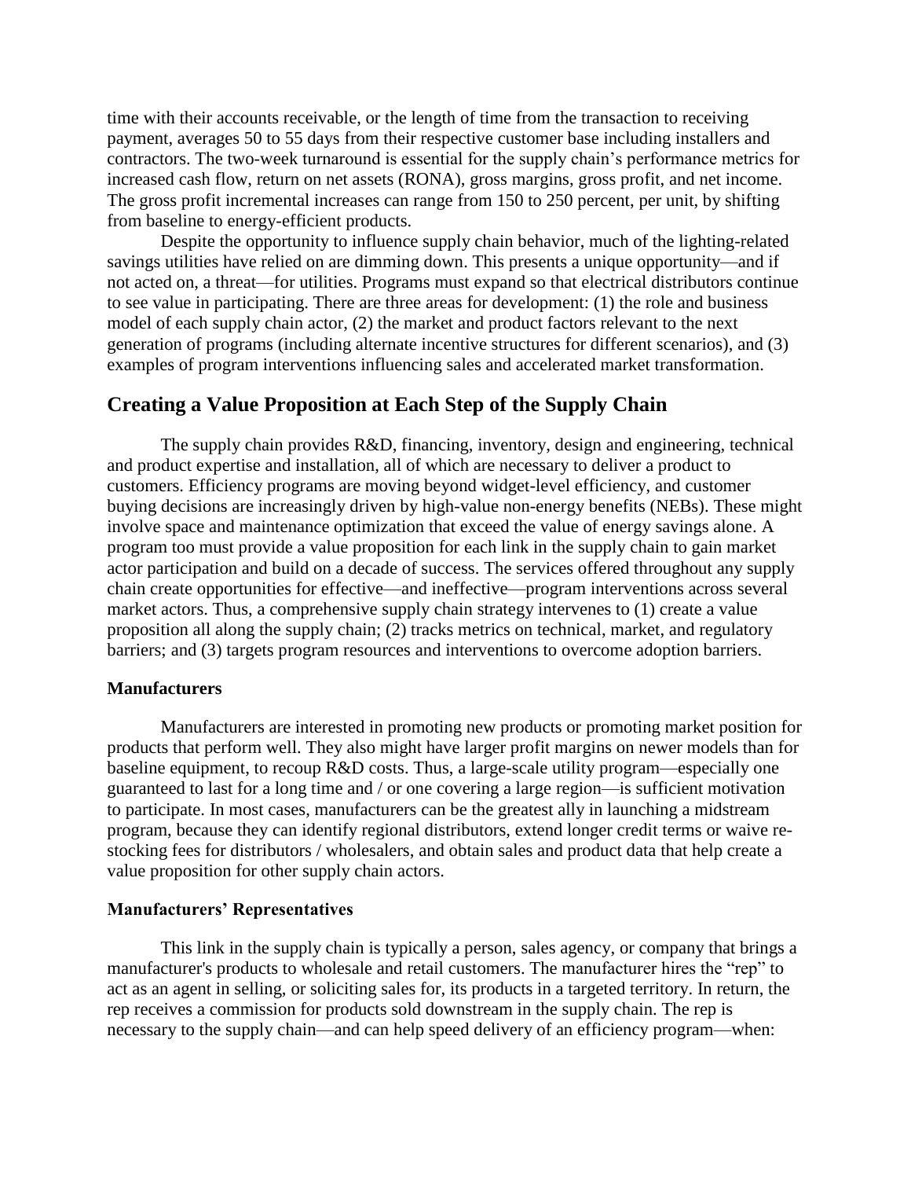time with their accounts receivable, or the length of time from the transaction to receiving payment, averages 50 to 55 days from their respective customer base including installers and contractors. The two-week turnaround is essential for the supply chain's performance metrics for increased cash flow, return on net assets (RONA), gross margins, gross profit, and net income. The gross profit incremental increases can range from 150 to 250 percent, per unit, by shifting from baseline to energy-efficient products.

Despite the opportunity to influence supply chain behavior, much of the lighting-related savings utilities have relied on are dimming down. This presents a unique opportunity—and if not acted on, a threat—for utilities. Programs must expand so that electrical distributors continue to see value in participating. There are three areas for development: (1) the role and business model of each supply chain actor, (2) the market and product factors relevant to the next generation of programs (including alternate incentive structures for different scenarios), and (3) examples of program interventions influencing sales and accelerated market transformation.

## Creating a Value Proposition at Each Step of the Supply Chain

The supply chain provides R&D, financing, inventory, design and engineering, technical and product expertise and installation, all of which are necessary to deliver a product to customers. Efficiency programs are moving beyond widget-level efficiency, and customer buying decisions are increasingly driven by high-value non-energy benefits (NEBs). These might involve space and maintenance optimization that exceed the value of energy savings alone. A program too must provide a value proposition for each link in the supply chain to gain market actor participation and build on a decade of success. The services offered throughout any supply chain create opportunities for effective—and ineffective—program interventions across several market actors. Thus, a comprehensive supply chain strategy intervenes to (1) create a value proposition all along the supply chain; (2) tracks metrics on technical, market, and regulatory barriers; and (3) targets program resources and interventions to overcome adoption barriers.

### Manufacturers

Manufacturers are interested in promoting new products or promoting market position for products that perform well. They also might have larger profit margins on newer models than for baseline equipment, to recoup R&D costs. Thus, a large-scale utility program—especially one guaranteed to last for a long time and / or one covering a large region—is sufficient motivation to participate. In most cases, manufacturers can be the greatest ally in launching a midstream program, because they can identify regional distributors, extend longer credit terms or waive re-stocking fees for distributors / wholesalers, and obtain sales and product data that help create a value proposition for other supply chain actors.

### Manufacturers' Representatives

This link in the supply chain is typically a person, sales agency, or company that brings a manufacturer's products to wholesale and retail customers. The manufacturer hires the "rep" to act as an agent in selling, or soliciting sales for, its products in a targeted territory. In return, the rep receives a commission for products sold downstream in the supply chain. The rep is necessary to the supply chain—and can help speed delivery of an efficiency program—when: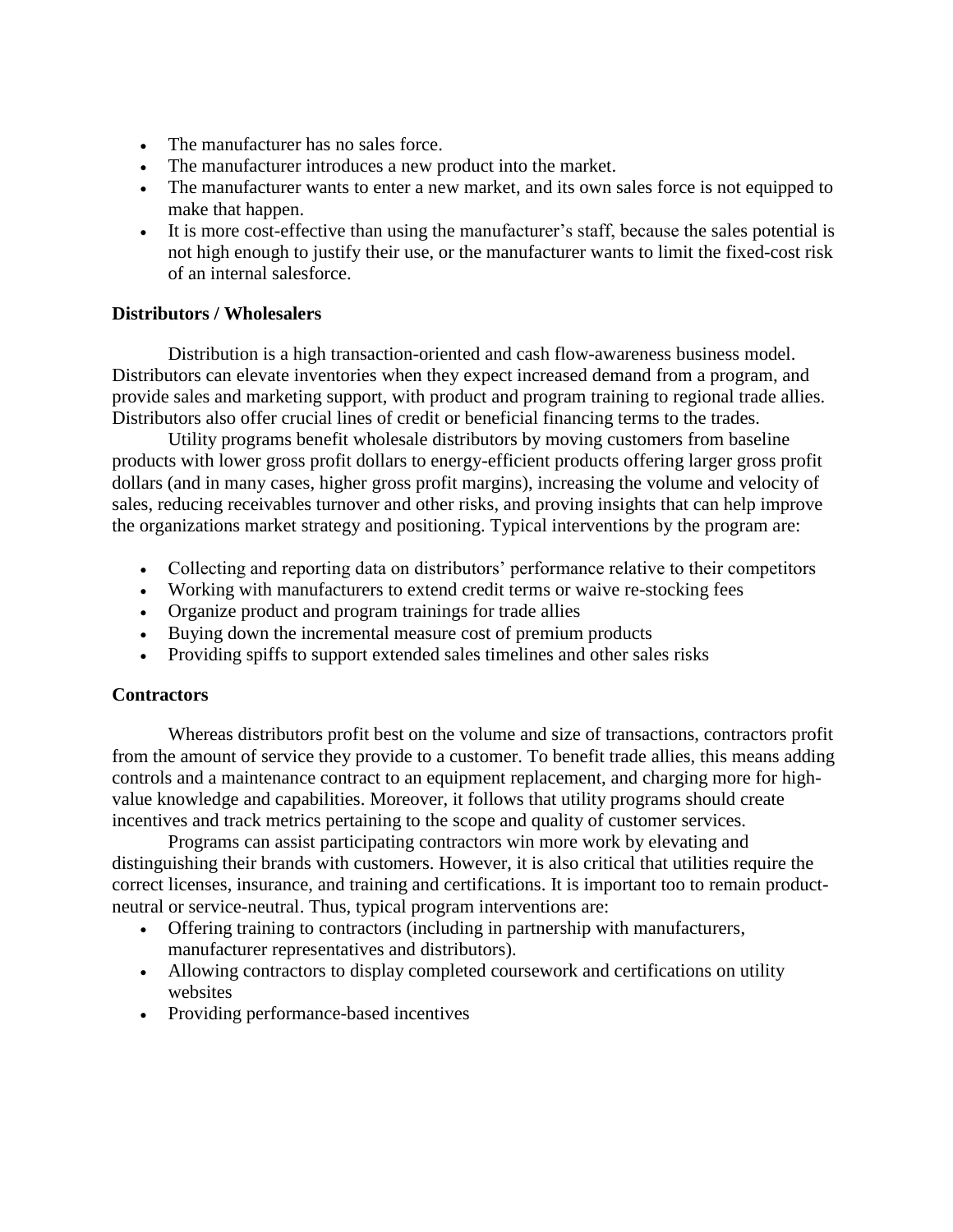- The manufacturer has no sales force.
- The manufacturer introduces a new product into the market.
- The manufacturer wants to enter a new market, and its own sales force is not equipped to make that happen.
- It is more cost-effective than using the manufacturer's staff, because the sales potential is not high enough to justify their use, or the manufacturer wants to limit the fixed-cost risk of an internal salesforce.

**Distributors / Wholesalers**

Distribution is a high transaction-oriented and cash flow-awareness business model. Distributors can elevate inventories when they expect increased demand from a program, and provide sales and marketing support, with product and program training to regional trade allies. Distributors also offer crucial lines of credit or beneficial financing terms to the trades.

Utility programs benefit wholesale distributors by moving customers from baseline products with lower gross profit dollars to energy-efficient products offering larger gross profit dollars (and in many cases, higher gross profit margins), increasing the volume and velocity of sales, reducing receivables turnover and other risks, and proving insights that can help improve the organizations market strategy and positioning. Typical interventions by the program are:

- Collecting and reporting data on distributors' performance relative to their competitors
- Working with manufacturers to extend credit terms or waive re-stocking fees
- Organize product and program trainings for trade allies
- Buying down the incremental measure cost of premium products
- Providing spiffs to support extended sales timelines and other sales risks

**Contractors**

Whereas distributors profit best on the volume and size of transactions, contractors profit from the amount of service they provide to a customer. To benefit trade allies, this means adding controls and a maintenance contract to an equipment replacement, and charging more for high-value knowledge and capabilities. Moreover, it follows that utility programs should create incentives and track metrics pertaining to the scope and quality of customer services.

Programs can assist participating contractors win more work by elevating and distinguishing their brands with customers. However, it is also critical that utilities require the correct licenses, insurance, and training and certifications. It is important too to remain product-neutral or service-neutral. Thus, typical program interventions are:

- Offering training to contractors (including in partnership with manufacturers, manufacturer representatives and distributors).
- Allowing contractors to display completed coursework and certifications on utility websites
- Providing performance-based incentives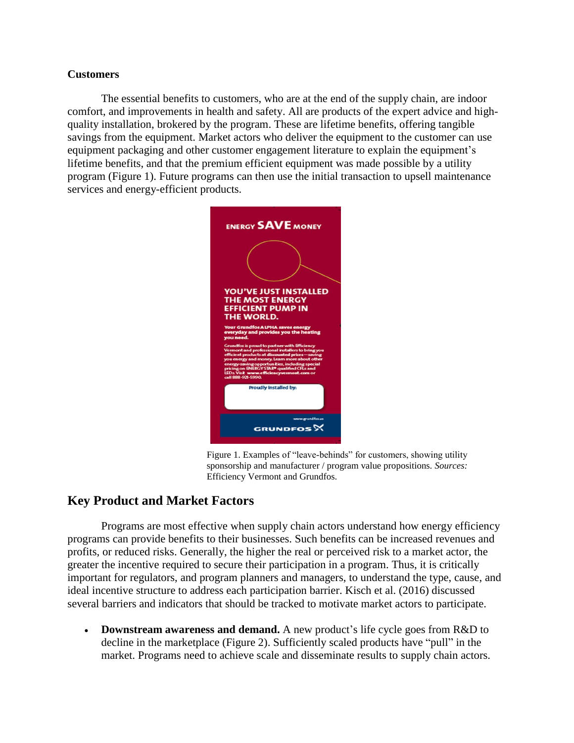### Customers

The essential benefits to customers, who are at the end of the supply chain, are indoor comfort, and improvements in health and safety. All are products of the expert advice and high-quality installation, brokered by the program. These are lifetime benefits, offering tangible savings from the equipment. Market actors who deliver the equipment to the customer can use equipment packaging and other customer engagement literature to explain the equipment's lifetime benefits, and that the premium efficient equipment was made possible by a utility program (Figure 1). Future programs can then use the initial transaction to upsell maintenance services and energy-efficient products.

Figure 1. Examples of "leave-behinds" for customers, showing utility sponsorship and manufacturer / program value propositions. *Sources:* Efficiency Vermont and Grundfos.

## Key Product and Market Factors

Programs are most effective when supply chain actors understand how energy efficiency programs can provide benefits to their businesses. Such benefits can be increased revenues and profits, or reduced risks. Generally, the higher the real or perceived risk to a market actor, the greater the incentive required to secure their participation in a program. Thus, it is critically important for regulators, and program planners and managers, to understand the type, cause, and ideal incentive structure to address each participation barrier. Kisch et al. (2016) discussed several barriers and indicators that should be tracked to motivate market actors to participate.

- **Downstream awareness and demand.** A new product's life cycle goes from R&D to decline in the marketplace (Figure 2). Sufficiently scaled products have "pull" in the market. Programs need to achieve scale and disseminate results to supply chain actors.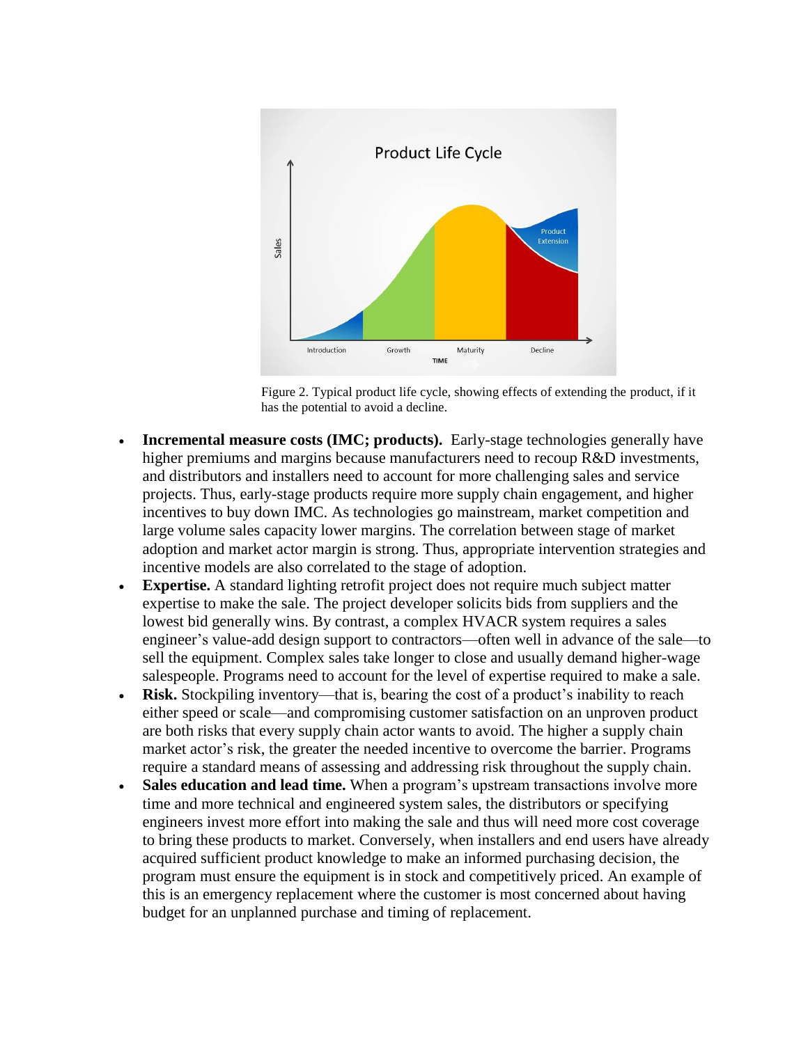Figure 2. Typical product life cycle, showing effects of extending the product, if it has the potential to avoid a decline.

- **Incremental measure costs (IMC; products).** Early-stage technologies generally have higher premiums and margins because manufacturers need to recoup R&D investments, and distributors and installers need to account for more challenging sales and service projects. Thus, early-stage products require more supply chain engagement, and higher incentives to buy down IMC. As technologies go mainstream, market competition and large volume sales capacity lower margins. The correlation between stage of market adoption and market actor margin is strong. Thus, appropriate intervention strategies and incentive models are also correlated to the stage of adoption.
- **Expertise.** A standard lighting retrofit project does not require much subject matter expertise to make the sale. The project developer solicits bids from suppliers and the lowest bid generally wins. By contrast, a complex HVACR system requires a sales engineer's value-add design support to contractors—often well in advance of the sale—to sell the equipment. Complex sales take longer to close and usually demand higher-wage salespeople. Programs need to account for the level of expertise required to make a sale.
- **Risk.** Stockpiling inventory—that is, bearing the cost of a product's inability to reach either speed or scale—and compromising customer satisfaction on an unproven product are both risks that every supply chain actor wants to avoid. The higher a supply chain market actor's risk, the greater the needed incentive to overcome the barrier. Programs require a standard means of assessing and addressing risk throughout the supply chain.
- **Sales education and lead time.** When a program's upstream transactions involve more time and more technical and engineered system sales, the distributors or specifying engineers invest more effort into making the sale and thus will need more cost coverage to bring these products to market. Conversely, when installers and end users have already acquired sufficient product knowledge to make an informed purchasing decision, the program must ensure the equipment is in stock and competitively priced. An example of this is an emergency replacement where the customer is most concerned about having budget for an unplanned purchase and timing of replacement.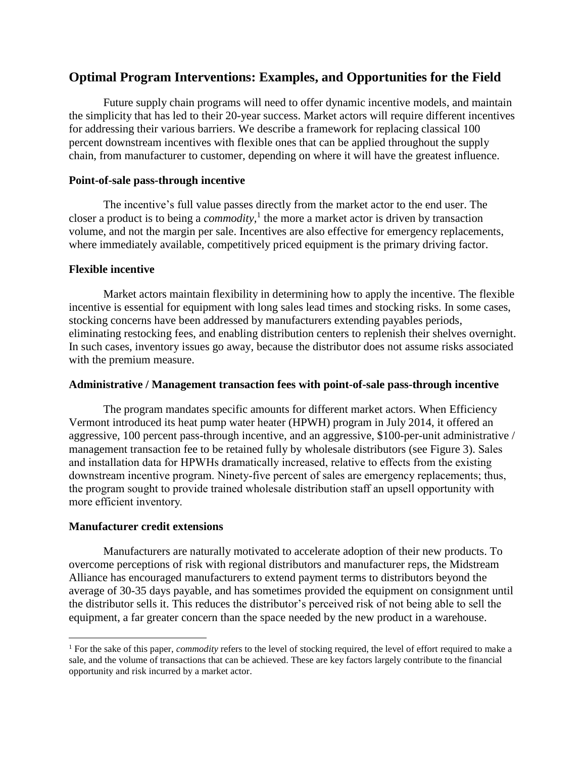## Optimal Program Interventions: Examples, and Opportunities for the Field

Future supply chain programs will need to offer dynamic incentive models, and maintain the simplicity that has led to their 20-year success. Market actors will require different incentives for addressing their various barriers. We describe a framework for replacing classical 100 percent downstream incentives with flexible ones that can be applied throughout the supply chain, from manufacturer to customer, depending on where it will have the greatest influence.

### Point-of-sale pass-through incentive

The incentive's full value passes directly from the market actor to the end user. The closer a product is to being a *commodity*,[1] the more a market actor is driven by transaction volume, and not the margin per sale. Incentives are also effective for emergency replacements, where immediately available, competitively priced equipment is the primary driving factor.

### Flexible incentive

Market actors maintain flexibility in determining how to apply the incentive. The flexible incentive is essential for equipment with long sales lead times and stocking risks. In some cases, stocking concerns have been addressed by manufacturers extending payables periods, eliminating restocking fees, and enabling distribution centers to replenish their shelves overnight. In such cases, inventory issues go away, because the distributor does not assume risks associated with the premium measure.

### Administrative / Management transaction fees with point-of-sale pass-through incentive

The program mandates specific amounts for different market actors. When Efficiency Vermont introduced its heat pump water heater (HPWH) program in July 2014, it offered an aggressive, 100 percent pass-through incentive, and an aggressive, $100-per-unit administrative / management transaction fee to be retained fully by wholesale distributors (see Figure 3). Sales and installation data for HPWHs dramatically increased, relative to effects from the existing downstream incentive program. Ninety-five percent of sales are emergency replacements; thus, the program sought to provide trained wholesale distribution staff an upsell opportunity with more efficient inventory.

### Manufacturer credit extensions

Manufacturers are naturally motivated to accelerate adoption of their new products. To overcome perceptions of risk with regional distributors and manufacturer reps, the Midstream Alliance has encouraged manufacturers to extend payment terms to distributors beyond the average of 30-35 days payable, and has sometimes provided the equipment on consignment until the distributor sells it. This reduces the distributor's perceived risk of not being able to sell the equipment, a far greater concern than the space needed by the new product in a warehouse.

---

[1] For the sake of this paper, *commodity* refers to the level of stocking required, the level of effort required to make a sale, and the volume of transactions that can be achieved. These are key factors largely contribute to the financial opportunity and risk incurred by a market actor.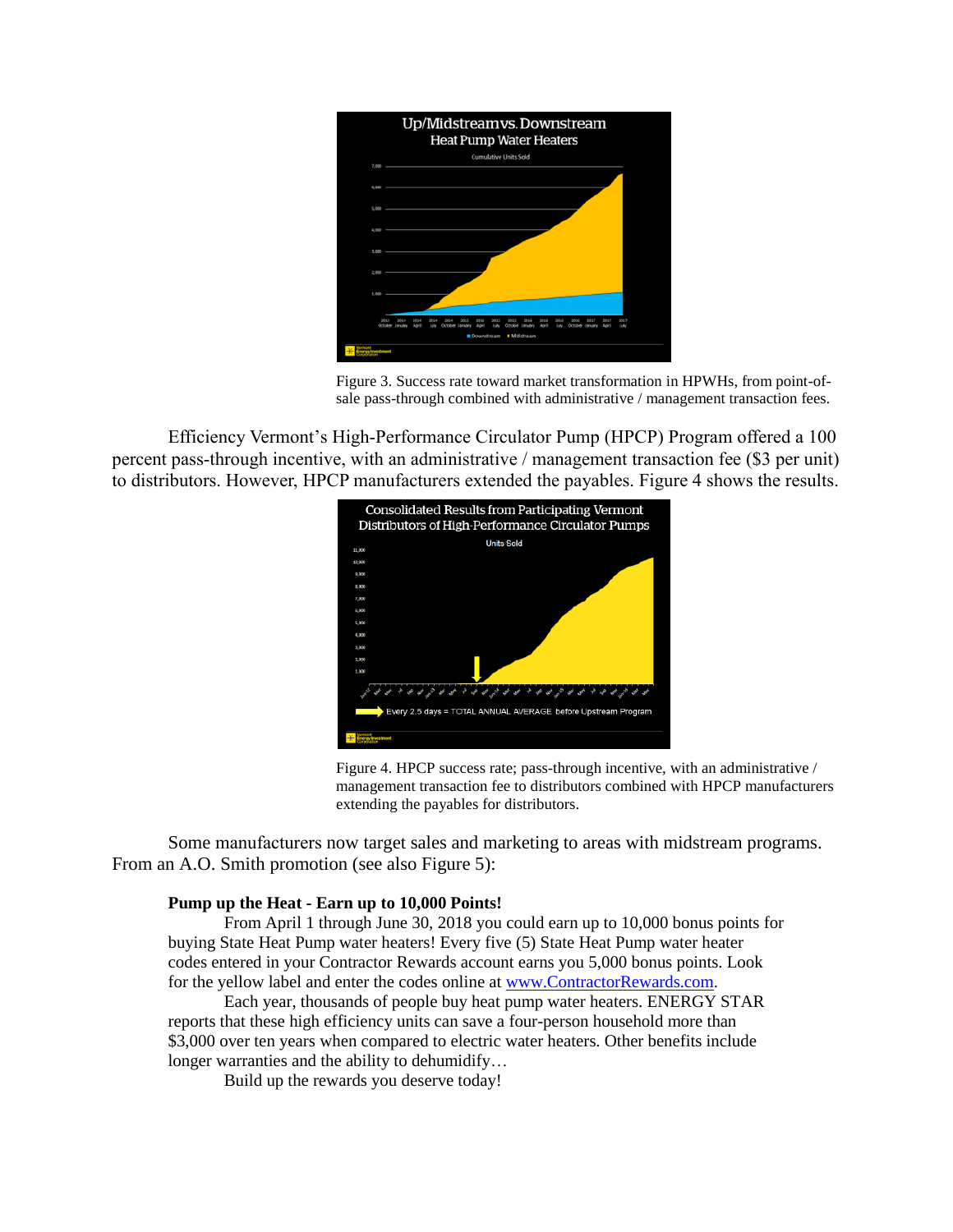Figure 3. Success rate toward market transformation in HPWHs, from point-of-sale pass-through combined with administrative / management transaction fees.

Efficiency Vermont's High-Performance Circulator Pump (HPCP) Program offered a 100 percent pass-through incentive, with an administrative / management transaction fee ($3 per unit) to distributors. However, HPCP manufacturers extended the payables. Figure 4 shows the results.

Figure 4. HPCP success rate; pass-through incentive, with an administrative / management transaction fee to distributors combined with HPCP manufacturers extending the payables for distributors.

Some manufacturers now target sales and marketing to areas with midstream programs. From an A.O. Smith promotion (see also Figure 5):

**Pump up the Heat - Earn up to 10,000 Points!**

From April 1 through June 30, 2018 you could earn up to 10,000 bonus points for buying State Heat Pump water heaters! Every five (5) State Heat Pump water heater codes entered in your Contractor Rewards account earns you 5,000 bonus points. Look for the yellow label and enter the codes online at www.ContractorRewards.com.

Each year, thousands of people buy heat pump water heaters. ENERGY STAR reports that these high efficiency units can save a four-person household more than $3,000 over ten years when compared to electric water heaters. Other benefits include longer warranties and the ability to dehumidify…

Build up the rewards you deserve today!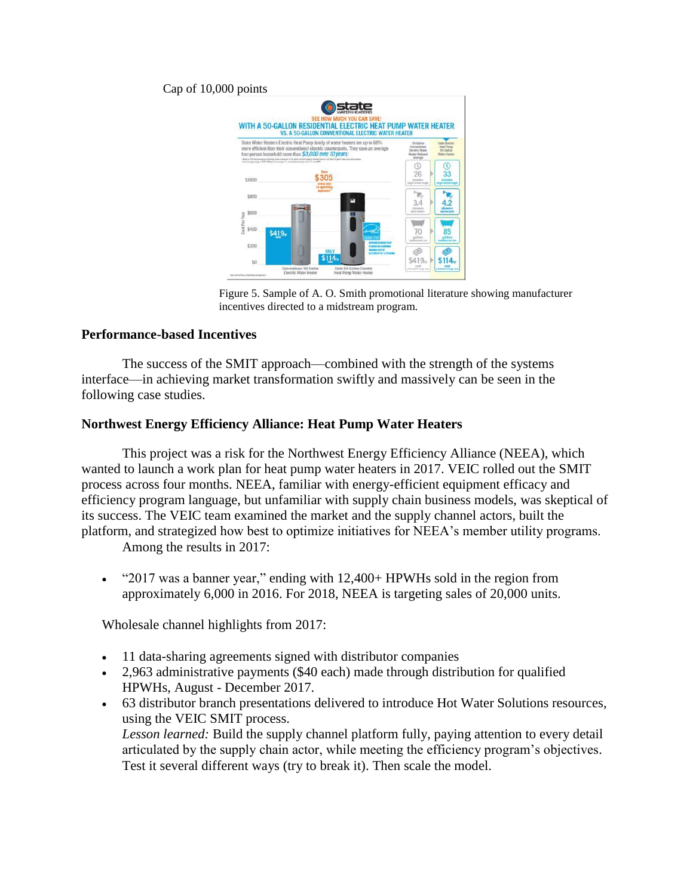Cap of 10,000 points

Figure 5. Sample of A. O. Smith promotional literature showing manufacturer incentives directed to a midstream program.

## Performance-based Incentives

The success of the SMIT approach—combined with the strength of the systems interface—in achieving market transformation swiftly and massively can be seen in the following case studies.

## Northwest Energy Efficiency Alliance: Heat Pump Water Heaters

This project was a risk for the Northwest Energy Efficiency Alliance (NEEA), which wanted to launch a work plan for heat pump water heaters in 2017. VEIC rolled out the SMIT process across four months. NEEA, familiar with energy-efficient equipment efficacy and efficiency program language, but unfamiliar with supply chain business models, was skeptical of its success. The VEIC team examined the market and the supply channel actors, built the platform, and strategized how best to optimize initiatives for NEEA's member utility programs.

Among the results in 2017:

- "2017 was a banner year," ending with 12,400+ HPWHs sold in the region from approximately 6,000 in 2016. For 2018, NEEA is targeting sales of 20,000 units.

Wholesale channel highlights from 2017:

- 11 data-sharing agreements signed with distributor companies
- 2,963 administrative payments ($40 each) made through distribution for qualified HPWHs, August - December 2017.
- 63 distributor branch presentations delivered to introduce Hot Water Solutions resources, using the VEIC SMIT process.
  *Lesson learned:* Build the supply channel platform fully, paying attention to every detail articulated by the supply chain actor, while meeting the efficiency program's objectives. Test it several different ways (try to break it). Then scale the model.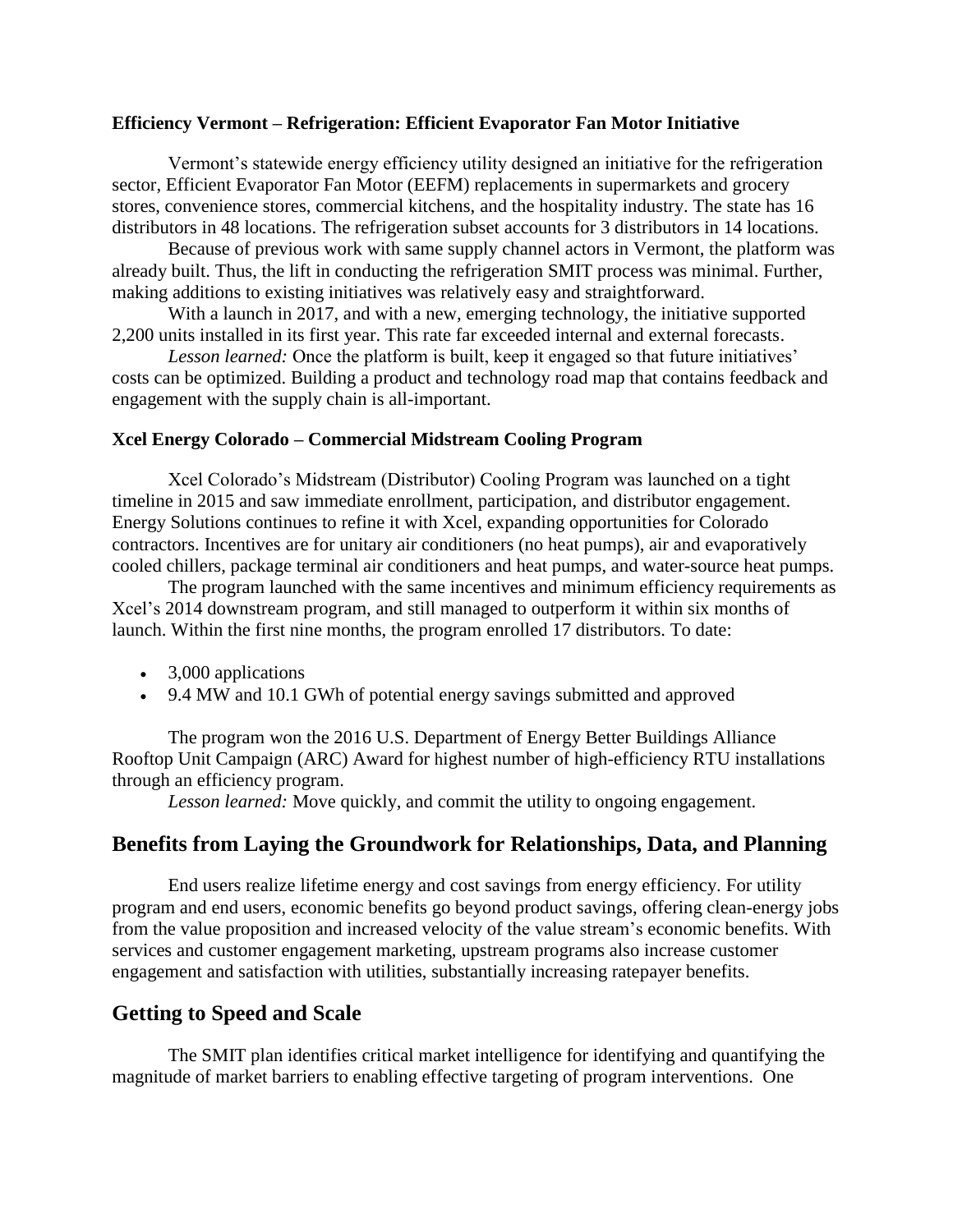**Efficiency Vermont – Refrigeration: Efficient Evaporator Fan Motor Initiative**

Vermont's statewide energy efficiency utility designed an initiative for the refrigeration sector, Efficient Evaporator Fan Motor (EEFM) replacements in supermarkets and grocery stores, convenience stores, commercial kitchens, and the hospitality industry. The state has 16 distributors in 48 locations. The refrigeration subset accounts for 3 distributors in 14 locations.

Because of previous work with same supply channel actors in Vermont, the platform was already built. Thus, the lift in conducting the refrigeration SMIT process was minimal. Further, making additions to existing initiatives was relatively easy and straightforward.

With a launch in 2017, and with a new, emerging technology, the initiative supported 2,200 units installed in its first year. This rate far exceeded internal and external forecasts.

*Lesson learned:* Once the platform is built, keep it engaged so that future initiatives' costs can be optimized. Building a product and technology road map that contains feedback and engagement with the supply chain is all-important.

**Xcel Energy Colorado – Commercial Midstream Cooling Program**

Xcel Colorado's Midstream (Distributor) Cooling Program was launched on a tight timeline in 2015 and saw immediate enrollment, participation, and distributor engagement. Energy Solutions continues to refine it with Xcel, expanding opportunities for Colorado contractors. Incentives are for unitary air conditioners (no heat pumps), air and evaporatively cooled chillers, package terminal air conditioners and heat pumps, and water-source heat pumps.

The program launched with the same incentives and minimum efficiency requirements as Xcel's 2014 downstream program, and still managed to outperform it within six months of launch. Within the first nine months, the program enrolled 17 distributors. To date:

- 3,000 applications
- 9.4 MW and 10.1 GWh of potential energy savings submitted and approved

The program won the 2016 U.S. Department of Energy Better Buildings Alliance Rooftop Unit Campaign (ARC) Award for highest number of high-efficiency RTU installations through an efficiency program.

*Lesson learned:* Move quickly, and commit the utility to ongoing engagement.

## Benefits from Laying the Groundwork for Relationships, Data, and Planning

End users realize lifetime energy and cost savings from energy efficiency. For utility program and end users, economic benefits go beyond product savings, offering clean-energy jobs from the value proposition and increased velocity of the value stream's economic benefits. With services and customer engagement marketing, upstream programs also increase customer engagement and satisfaction with utilities, substantially increasing ratepayer benefits.

## Getting to Speed and Scale

The SMIT plan identifies critical market intelligence for identifying and quantifying the magnitude of market barriers to enabling effective targeting of program interventions. One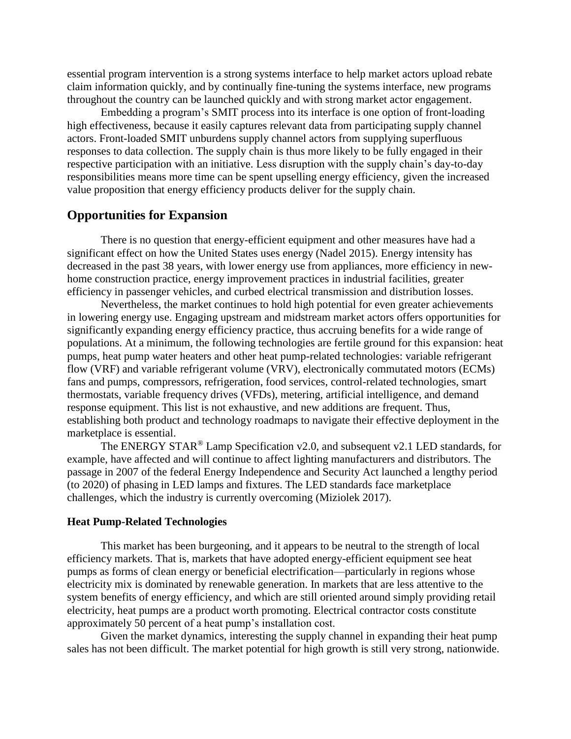essential program intervention is a strong systems interface to help market actors upload rebate claim information quickly, and by continually fine-tuning the systems interface, new programs throughout the country can be launched quickly and with strong market actor engagement.

Embedding a program's SMIT process into its interface is one option of front-loading high effectiveness, because it easily captures relevant data from participating supply channel actors. Front-loaded SMIT unburdens supply channel actors from supplying superfluous responses to data collection. The supply chain is thus more likely to be fully engaged in their respective participation with an initiative. Less disruption with the supply chain's day-to-day responsibilities means more time can be spent upselling energy efficiency, given the increased value proposition that energy efficiency products deliver for the supply chain.

## Opportunities for Expansion

There is no question that energy-efficient equipment and other measures have had a significant effect on how the United States uses energy (Nadel 2015). Energy intensity has decreased in the past 38 years, with lower energy use from appliances, more efficiency in new-home construction practice, energy improvement practices in industrial facilities, greater efficiency in passenger vehicles, and curbed electrical transmission and distribution losses.

Nevertheless, the market continues to hold high potential for even greater achievements in lowering energy use. Engaging upstream and midstream market actors offers opportunities for significantly expanding energy efficiency practice, thus accruing benefits for a wide range of populations. At a minimum, the following technologies are fertile ground for this expansion: heat pumps, heat pump water heaters and other heat pump-related technologies: variable refrigerant flow (VRF) and variable refrigerant volume (VRV), electronically commutated motors (ECMs) fans and pumps, compressors, refrigeration, food services, control-related technologies, smart thermostats, variable frequency drives (VFDs), metering, artificial intelligence, and demand response equipment. This list is not exhaustive, and new additions are frequent. Thus, establishing both product and technology roadmaps to navigate their effective deployment in the marketplace is essential.

The ENERGY STAR® Lamp Specification v2.0, and subsequent v2.1 LED standards, for example, have affected and will continue to affect lighting manufacturers and distributors. The passage in 2007 of the federal Energy Independence and Security Act launched a lengthy period (to 2020) of phasing in LED lamps and fixtures. The LED standards face marketplace challenges, which the industry is currently overcoming (Miziolek 2017).

### Heat Pump-Related Technologies

This market has been burgeoning, and it appears to be neutral to the strength of local efficiency markets. That is, markets that have adopted energy-efficient equipment see heat pumps as forms of clean energy or beneficial electrification—particularly in regions whose electricity mix is dominated by renewable generation. In markets that are less attentive to the system benefits of energy efficiency, and which are still oriented around simply providing retail electricity, heat pumps are a product worth promoting. Electrical contractor costs constitute approximately 50 percent of a heat pump's installation cost.

Given the market dynamics, interesting the supply channel in expanding their heat pump sales has not been difficult. The market potential for high growth is still very strong, nationwide.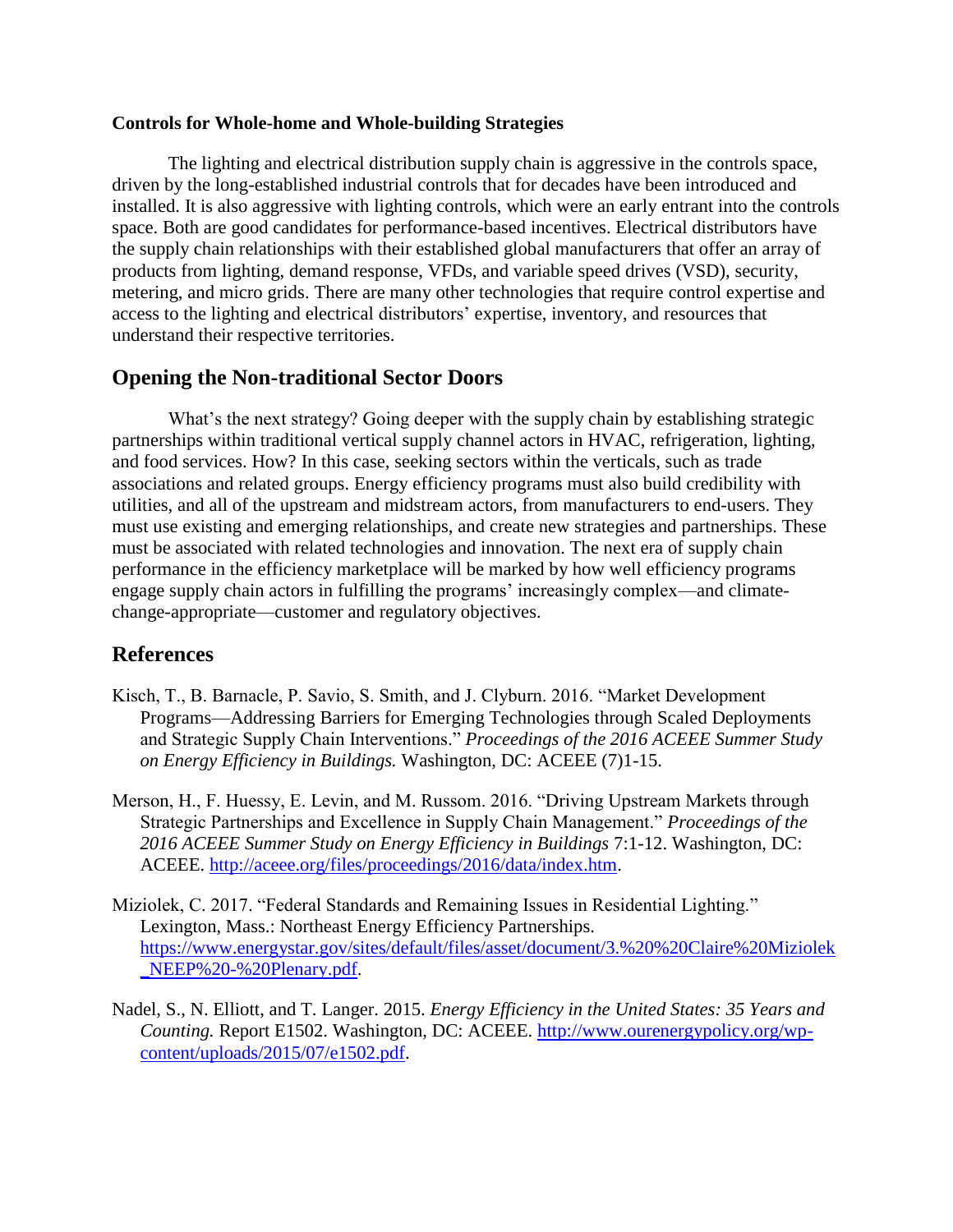**Controls for Whole-home and Whole-building Strategies**

The lighting and electrical distribution supply chain is aggressive in the controls space, driven by the long-established industrial controls that for decades have been introduced and installed. It is also aggressive with lighting controls, which were an early entrant into the controls space. Both are good candidates for performance-based incentives. Electrical distributors have the supply chain relationships with their established global manufacturers that offer an array of products from lighting, demand response, VFDs, and variable speed drives (VSD), security, metering, and micro grids. There are many other technologies that require control expertise and access to the lighting and electrical distributors' expertise, inventory, and resources that understand their respective territories.

## Opening the Non-traditional Sector Doors

What's the next strategy? Going deeper with the supply chain by establishing strategic partnerships within traditional vertical supply channel actors in HVAC, refrigeration, lighting, and food services. How? In this case, seeking sectors within the verticals, such as trade associations and related groups. Energy efficiency programs must also build credibility with utilities, and all of the upstream and midstream actors, from manufacturers to end-users. They must use existing and emerging relationships, and create new strategies and partnerships. These must be associated with related technologies and innovation. The next era of supply chain performance in the efficiency marketplace will be marked by how well efficiency programs engage supply chain actors in fulfilling the programs' increasingly complex—and climate-change-appropriate—customer and regulatory objectives.

## References

Kisch, T., B. Barnacle, P. Savio, S. Smith, and J. Clyburn. 2016. "Market Development Programs—Addressing Barriers for Emerging Technologies through Scaled Deployments and Strategic Supply Chain Interventions." *Proceedings of the 2016 ACEEE Summer Study on Energy Efficiency in Buildings.* Washington, DC: ACEEE (7)1-15.

Merson, H., F. Huessy, E. Levin, and M. Russom. 2016. "Driving Upstream Markets through Strategic Partnerships and Excellence in Supply Chain Management." *Proceedings of the 2016 ACEEE Summer Study on Energy Efficiency in Buildings* 7:1-12. Washington, DC: ACEEE. http://aceee.org/files/proceedings/2016/data/index.htm.

Miziolek, C. 2017. "Federal Standards and Remaining Issues in Residential Lighting." Lexington, Mass.: Northeast Energy Efficiency Partnerships. https://www.energystar.gov/sites/default/files/asset/document/3.%20%20Claire%20Miziolek_NEEP%20-%20Plenary.pdf.

Nadel, S., N. Elliott, and T. Langer. 2015. *Energy Efficiency in the United States: 35 Years and Counting.* Report E1502. Washington, DC: ACEEE. http://www.ourenergypolicy.org/wp-content/uploads/2015/07/e1502.pdf.